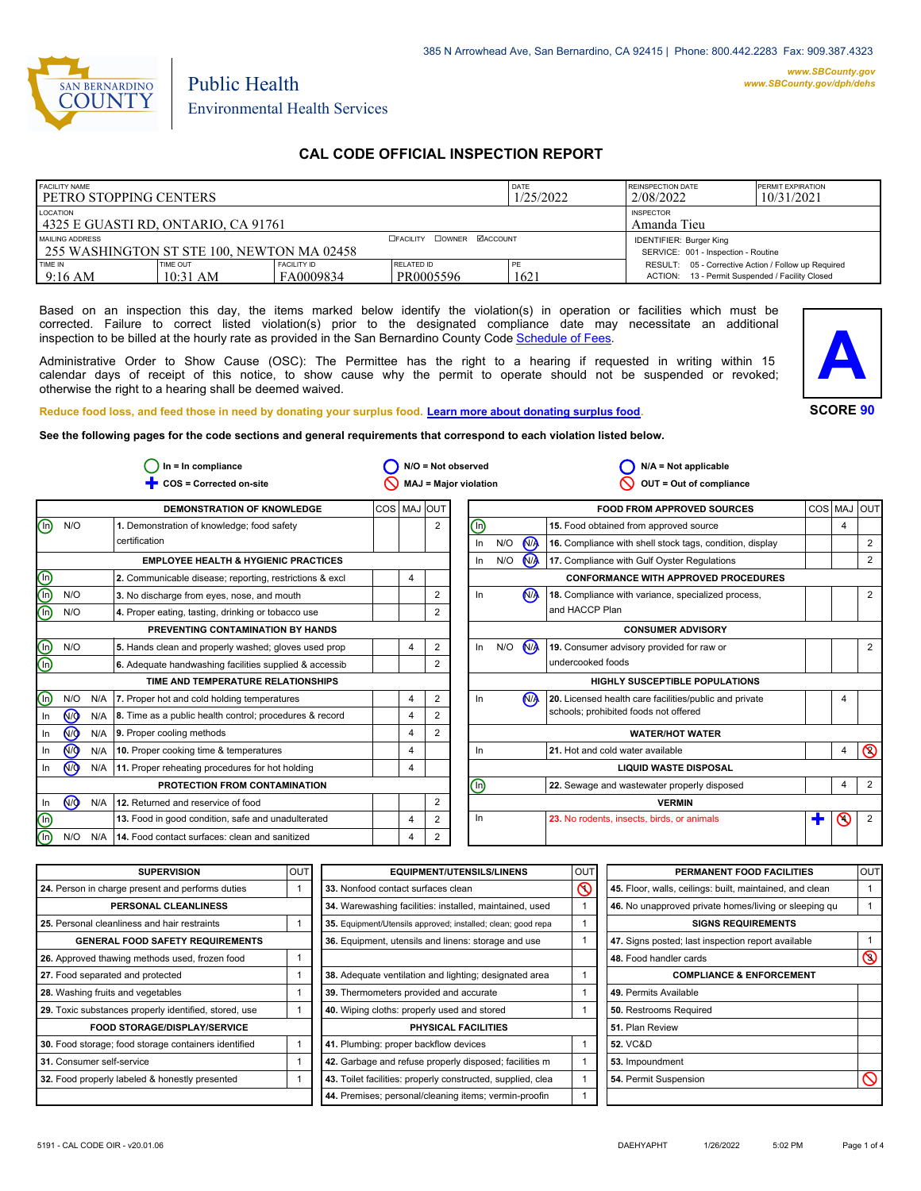385 N Arrowhead Ave, San Bernardino, CA 92415 | Phone: 800.442.2283 Fax: 909.387.4323

www.SBCounty.gov
www.SBCounty.gov/dph/dehs

SAN BERNARDINO COUNTY

Public Health
Environmental Health Services

# CAL CODE OFFICIAL INSPECTION REPORT

| FACILITY NAME | DATE | REINSPECTION DATE | PERMIT EXPIRATION |
|---|---|---|---|
| PETRO STOPPING CENTERS | 1/25/2022 | 2/08/2022 | 10/31/2021 |

| LOCATION | INSPECTOR |
|---|---|
| 4325 E GUASTI RD, ONTARIO, CA 91761 | Amanda Tieu |

| MAILING ADDRESS | ☐FACILITY ☐OWNER ☑ACCOUNT | |
|---|---|---|
| 255 WASHINGTON ST STE 100, NEWTON MA 02458 | | IDENTIFIER: Burger King<br>SERVICE: 001 - Inspection - Routine |

| TIME IN | TIME OUT | FACILITY ID | RELATED ID | PE | |
|---|---|---|---|---|---|
| 9:16 AM | 10:31 AM | FA0009834 | PR0005596 | 1621 | RESULT: 05 - Corrective Action / Follow up Required<br>ACTION: 13 - Permit Suspended / Facility Closed |

Based on an inspection this day, the items marked below identify the violation(s) in operation or facilities which must be corrected. Failure to correct listed violation(s) prior to the designated compliance date may necessitate an additional inspection to be billed at the hourly rate as provided in the San Bernardino County Code Schedule of Fees.

Administrative Order to Show Cause (OSC): The Permittee has the right to a hearing if requested in writing within 15 calendar days of receipt of this notice, to show cause why the permit to operate should not be suspended or revoked; otherwise the right to a hearing shall be deemed waived.

**A**

**SCORE 90**

Reduce food loss, and feed those in need by donating your surplus food. Learn more about donating surplus food.

**See the following pages for the code sections and general requirements that correspond to each violation listed below.**

In = In compliance | N/O = Not observed | N/A = Not applicable
COS = Corrected on-site | MAJ = Major violation | OUT = Out of compliance

| | | | DEMONSTRATION OF KNOWLEDGE | COS | MAJ | OUT |
|---|---|---|---|---|---|---|
| (In) | N/O | | 1. Demonstration of knowledge; food safety certification | | | 2 |
| | | | **EMPLOYEE HEALTH & HYGIENIC PRACTICES** | | | |
| (In) | | | 2. Communicable disease; reporting, restrictions & excl | | 4 | |
| (In) | N/O | | 3. No discharge from eyes, nose, and mouth | | | 2 |
| (In) | N/O | | 4. Proper eating, tasting, drinking or tobacco use | | | 2 |
| | | | **PREVENTING CONTAMINATION BY HANDS** | | | |
| (In) | N/O | | 5. Hands clean and properly washed; gloves used prop | | 4 | 2 |
| (In) | | | 6. Adequate handwashing facilities supplied & accessib | | | 2 |
| | | | **TIME AND TEMPERATURE RELATIONSHIPS** | | | |
| (In) | N/O | N/A | 7. Proper hot and cold holding temperatures | | 4 | 2 |
| In | (N/O) | N/A | 8. Time as a public health control; procedures & record | | 4 | 2 |
| In | (N/O) | N/A | 9. Proper cooling methods | | 4 | 2 |
| In | (N/O) | N/A | 10. Proper cooking time & temperatures | | 4 | |
| In | (N/O) | N/A | 11. Proper reheating procedures for hot holding | | 4 | |
| | | | **PROTECTION FROM CONTAMINATION** | | | |
| In | (N/O) | N/A | 12. Returned and reservice of food | | | 2 |
| (In) | | | 13. Food in good condition, safe and unadulterated | | 4 | 2 |
| (In) | N/O | N/A | 14. Food contact surfaces: clean and sanitized | | 4 | 2 |

| | | | FOOD FROM APPROVED SOURCES | COS | MAJ | OUT |
|---|---|---|---|---|---|---|
| (In) | | | 15. Food obtained from approved source | | 4 | |
| In | N/O | (N/A) | 16. Compliance with shell stock tags, condition, display | | | 2 |
| In | N/O | (N/A) | 17. Compliance with Gulf Oyster Regulations | | | 2 |
| | | | **CONFORMANCE WITH APPROVED PROCEDURES** | | | |
| In | | (N/A) | 18. Compliance with variance, specialized process, and HACCP Plan | | | 2 |
| | | | **CONSUMER ADVISORY** | | | |
| In | N/O | (N/A) | 19. Consumer advisory provided for raw or undercooked foods | | | 2 |
| | | | **HIGHLY SUSCEPTIBLE POPULATIONS** | | | |
| In | | (N/A) | 20. Licensed health care facilities/public and private schools; prohibited foods not offered | | 4 | |
| | | | **WATER/HOT WATER** | | | |
| In | | | 21. Hot and cold water available | | 4 | ⊘ |
| | | | **LIQUID WASTE DISPOSAL** | | | |
| (In) | | | 22. Sewage and wastewater properly disposed | | 4 | 2 |
| | | | **VERMIN** | | | |
| In | | | 23. No rodents, insects, birds, or animals | ✚ | ⊘ | 2 |

| SUPERVISION | OUT |
|---|---|
| 24. Person in charge present and performs duties | 1 |
| **PERSONAL CLEANLINESS** | |
| 25. Personal cleanliness and hair restraints | 1 |
| **GENERAL FOOD SAFETY REQUIREMENTS** | |
| 26. Approved thawing methods used, frozen food | 1 |
| 27. Food separated and protected | 1 |
| 28. Washing fruits and vegetables | 1 |
| 29. Toxic substances properly identified, stored, use | 1 |
| **FOOD STORAGE/DISPLAY/SERVICE** | |
| 30. Food storage; food storage containers identified | 1 |
| 31. Consumer self-service | 1 |
| 32. Food properly labeled & honestly presented | 1 |

| EQUIPMENT/UTENSILS/LINENS | OUT |
|---|---|
| 33. Nonfood contact surfaces clean | ⊘ |
| 34. Warewashing facilities: installed, maintained, used | 1 |
| 35. Equipment/Utensils approved; installed; clean; good repa | 1 |
| 36. Equipment, utensils and linens: storage and use | 1 |
| | |
| 38. Adequate ventilation and lighting; designated area | 1 |
| 39. Thermometers provided and accurate | 1 |
| 40. Wiping cloths: properly used and stored | 1 |
| **PHYSICAL FACILITIES** | |
| 41. Plumbing: proper backflow devices | 1 |
| 42. Garbage and refuse properly disposed; facilities m | 1 |
| 43. Toilet facilities: properly constructed, supplied, clea | 1 |
| 44. Premises; personal/cleaning items; vermin-proofin | 1 |

| PERMANENT FOOD FACILITIES | OUT |
|---|---|
| 45. Floor, walls, ceilings: built, maintained, and clean | 1 |
| 46. No unapproved private homes/living or sleeping qu | 1 |
| **SIGNS REQUIREMENTS** | |
| 47. Signs posted; last inspection report available | 1 |
| 48. Food handler cards | ⊘ |
| **COMPLIANCE & ENFORCEMENT** | |
| 49. Permits Available | |
| 50. Restrooms Required | |
| 51. Plan Review | |
| 52. VC&D | |
| 53. Impoundment | |
| 54. Permit Suspension | ⊘ |

5191 - CAL CODE OIR - v20.01.06 DAEHYAPHT 1/26/2022 5:02 PM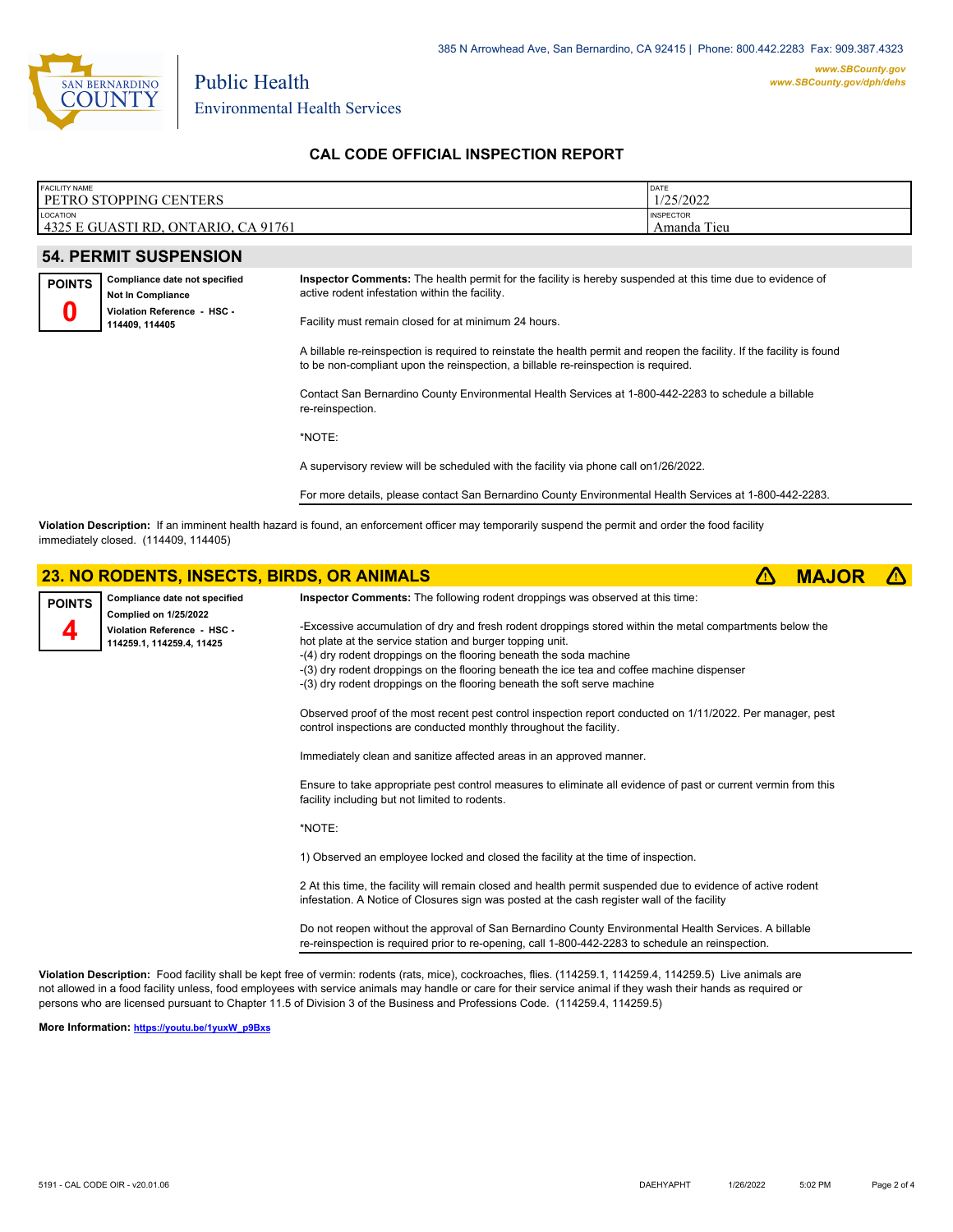385 N Arrowhead Ave, San Bernardino, CA 92415 | Phone: 800.442.2283 Fax: 909.387.4323

www.SBCounty.gov
www.SBCounty.gov/dph/dehs

Public Health
Environmental Health Services

## CAL CODE OFFICIAL INSPECTION REPORT

| FACILITY NAME | DATE |
|---|---|
| PETRO STOPPING CENTERS | 1/25/2022 |
| **LOCATION** | **INSPECTOR** |
| 4325 E GUASTI RD, ONTARIO, CA 91761 | Amanda Tieu |

## 54. PERMIT SUSPENSION

**POINTS 0**

**Compliance date not specified**
**Not In Compliance**
**Violation Reference - HSC - 114409, 114405**

**Inspector Comments:** The health permit for the facility is hereby suspended at this time due to evidence of active rodent infestation within the facility.

Facility must remain closed for at minimum 24 hours.

A billable re-reinspection is required to reinstate the health permit and reopen the facility. If the facility is found to be non-compliant upon the reinspection, a billable re-reinspection is required.

Contact San Bernardino County Environmental Health Services at 1-800-442-2283 to schedule a billable re-reinspection.

*NOTE:

A supervisory review will be scheduled with the facility via phone call on1/26/2022.

For more details, please contact San Bernardino County Environmental Health Services at 1-800-442-2283.

**Violation Description:** If an imminent health hazard is found, an enforcement officer may temporarily suspend the permit and order the food facility immediately closed. (114409, 114405)

## 23. NO RODENTS, INSECTS, BIRDS, OR ANIMALS — ⚠ MAJOR ⚠

**POINTS 4**

**Compliance date not specified**
**Complied on 1/25/2022**
**Violation Reference - HSC - 114259.1, 114259.4, 11425**

**Inspector Comments:** The following rodent droppings was observed at this time:

-Excessive accumulation of dry and fresh rodent droppings stored within the metal compartments below the hot plate at the service station and burger topping unit.
-(4) dry rodent droppings on the flooring beneath the soda machine
-(3) dry rodent droppings on the flooring beneath the ice tea and coffee machine dispenser
-(3) dry rodent droppings on the flooring beneath the soft serve machine

Observed proof of the most recent pest control inspection report conducted on 1/11/2022. Per manager, pest control inspections are conducted monthly throughout the facility.

Immediately clean and sanitize affected areas in an approved manner.

Ensure to take appropriate pest control measures to eliminate all evidence of past or current vermin from this facility including but not limited to rodents.

*NOTE:

1) Observed an employee locked and closed the facility at the time of inspection.

2 At this time, the facility will remain closed and health permit suspended due to evidence of active rodent infestation. A Notice of Closures sign was posted at the cash register wall of the facility

Do not reopen without the approval of San Bernardino County Environmental Health Services. A billable re-reinspection is required prior to re-opening, call 1-800-442-2283 to schedule an reinspection.

**Violation Description:** Food facility shall be kept free of vermin: rodents (rats, mice), cockroaches, flies. (114259.1, 114259.4, 114259.5) Live animals are not allowed in a food facility unless, food employees with service animals may handle or care for their service animal if they wash their hands as required or persons who are licensed pursuant to Chapter 11.5 of Division 3 of the Business and Professions Code. (114259.4, 114259.5)

**More Information:** https://youtu.be/1yuxW_p9Bxs

5191 - CAL CODE OIR - v20.01.06 DAEHYAPHT 1/26/2022 5:02 PM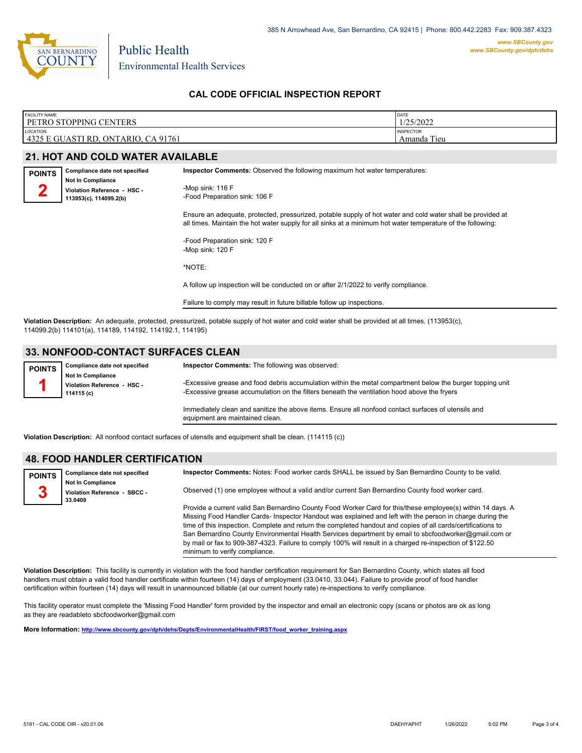385 N Arrowhead Ave, San Bernardino, CA 92415 | Phone: 800.442.2283 Fax: 909.387.4323

www.SBCounty.gov
www.SBCounty.gov/dph/dehs

Public Health
Environmental Health Services

## CAL CODE OFFICIAL INSPECTION REPORT

| FACILITY NAME | DATE |
|---|---|
| PETRO STOPPING CENTERS | 1/25/2022 |
| **LOCATION** | **INSPECTOR** |
| 4325 E GUASTI RD, ONTARIO, CA 91761 | Amanda Tieu |

## 21. HOT AND COLD WATER AVAILABLE

**POINTS 2**

**Compliance date not specified**
**Not In Compliance**
**Violation Reference - HSC - 113953(c), 114099.2(b)**

**Inspector Comments:** Observed the following maximum hot water temperatures:

-Mop sink: 116 F
-Food Preparation sink: 106 F

Ensure an adequate, protected, pressurized, potable supply of hot water and cold water shall be provided at all times. Maintain the hot water supply for all sinks at a minimum hot water temperature of the following:

-Food Preparation sink: 120 F
-Mop sink: 120 F

*NOTE:

A follow up inspection will be conducted on or after 2/1/2022 to verify compliance.

Failure to comply may result in future billable follow up inspections.

**Violation Description:** An adequate, protected, pressurized, potable supply of hot water and cold water shall be provided at all times. (113953(c), 114099.2(b) 114101(a), 114189, 114192, 114192.1, 114195)

## 33. NONFOOD-CONTACT SURFACES CLEAN

**POINTS 1**

**Compliance date not specified**
**Not In Compliance**
**Violation Reference - HSC - 114115 (c)**

**Inspector Comments:** The following was observed:

-Excessive grease and food debris accumulation within the metal compartment below the burger topping unit
-Excessive grease accumulation on the filters beneath the ventilation hood above the fryers

Immediately clean and sanitize the above items. Ensure all nonfood contact surfaces of utensils and equipment are maintained clean.

**Violation Description:** All nonfood contact surfaces of utensils and equipment shall be clean. (114115 (c))

## 48. FOOD HANDLER CERTIFICATION

**POINTS 3**

**Compliance date not specified**
**Not In Compliance**
**Violation Reference - SBCC - 33.0409**

**Inspector Comments:** Notes: Food worker cards SHALL be issued by San Bernardino County to be valid.

Observed (1) one employee without a valid and/or current San Bernardino County food worker card.

Provide a current valid San Bernardino County Food Worker Card for this/these employee(s) within 14 days. A Missing Food Handler Cards- Inspector Handout was explained and left with the person in charge during the time of this inspection. Complete and return the completed handout and copies of all cards/certifications to San Bernardino County Environmental Health Services department by email to sbcfoodworker@gmail.com or by mail or fax to 909-387-4323. Failure to comply 100% will result in a charged re-inspection of $122.50 minimum to verify compliance.

**Violation Description:** This facility is currently in violation with the food handler certification requirement for San Bernardino County, which states all food handlers must obtain a valid food handler certificate within fourteen (14) days of employment (33.0410, 33.044). Failure to provide proof of food handler certification within fourteen (14) days will result in unannounced billable (at our current hourly rate) re-inspections to verify compliance.

This facility operator must complete the 'Missing Food Handler' form provided by the inspector and email an electronic copy (scans or photos are ok as long as they are readableto sbcfoodworker@gmail.com

**More Information:** http://www.sbcounty.gov/dph/dehs/Depts/EnvironmentalHealth/FIRST/food_worker_training.aspx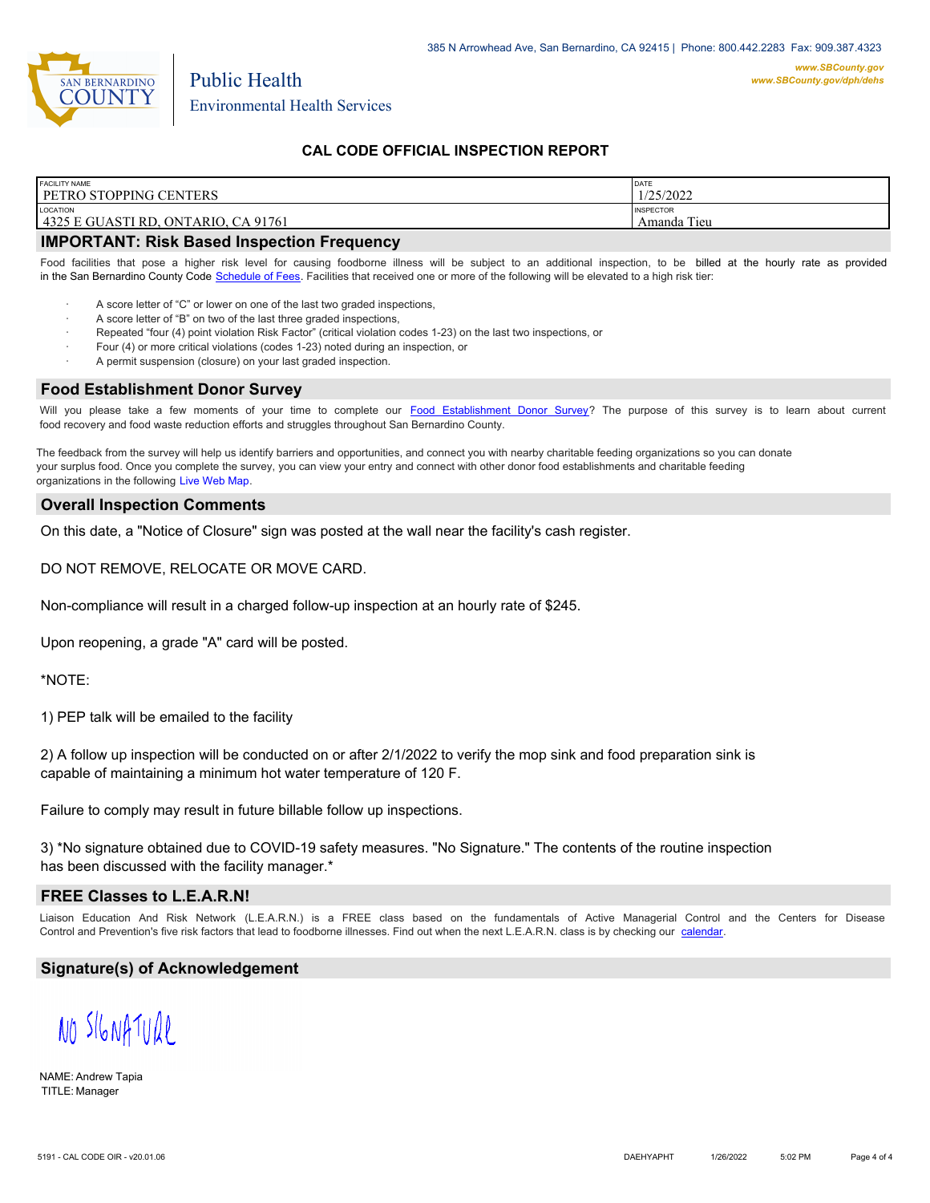385 N Arrowhead Ave, San Bernardino, CA 92415 | Phone: 800.442.2283 Fax: 909.387.4323

www.SBCounty.gov
www.SBCounty.gov/dph/dehs

SAN BERNARDINO COUNTY

Public Health
Environmental Health Services

## CAL CODE OFFICIAL INSPECTION REPORT

| FACILITY NAME | DATE |
|---|---|
| PETRO STOPPING CENTERS | 1/25/2022 |
| **LOCATION** | **INSPECTOR** |
| 4325 E GUASTI RD, ONTARIO, CA 91761 | Amanda Tieu |

## IMPORTANT: Risk Based Inspection Frequency

Food facilities that pose a higher risk level for causing foodborne illness will be subject to an additional inspection, to be billed at the hourly rate as provided in the San Bernardino County Code Schedule of Fees. Facilities that received one or more of the following will be elevated to a high risk tier:

- A score letter of "C" or lower on one of the last two graded inspections,
- A score letter of "B" on two of the last three graded inspections,
- Repeated "four (4) point violation Risk Factor" (critical violation codes 1-23) on the last two inspections, or
- Four (4) or more critical violations (codes 1-23) noted during an inspection, or
- A permit suspension (closure) on your last graded inspection.

## Food Establishment Donor Survey

Will you please take a few moments of your time to complete our Food Establishment Donor Survey? The purpose of this survey is to learn about current food recovery and food waste reduction efforts and struggles throughout San Bernardino County.

The feedback from the survey will help us identify barriers and opportunities, and connect you with nearby charitable feeding organizations so you can donate your surplus food. Once you complete the survey, you can view your entry and connect with other donor food establishments and charitable feeding organizations in the following Live Web Map.

## Overall Inspection Comments

On this date, a "Notice of Closure" sign was posted at the wall near the facility's cash register.

DO NOT REMOVE, RELOCATE OR MOVE CARD.

Non-compliance will result in a charged follow-up inspection at an hourly rate of $245.

Upon reopening, a grade "A" card will be posted.

*NOTE:

1) PEP talk will be emailed to the facility

2) A follow up inspection will be conducted on or after 2/1/2022 to verify the mop sink and food preparation sink is capable of maintaining a minimum hot water temperature of 120 F.

Failure to comply may result in future billable follow up inspections.

3) *No signature obtained due to COVID-19 safety measures. "No Signature." The contents of the routine inspection has been discussed with the facility manager.*

## FREE Classes to L.E.A.R.N!

Liaison Education And Risk Network (L.E.A.R.N.) is a FREE class based on the fundamentals of Active Managerial Control and the Centers for Disease Control and Prevention's five risk factors that lead to foodborne illnesses. Find out when the next L.E.A.R.N. class is by checking our calendar.

## Signature(s) of Acknowledgement

NO SIGNATURE

NAME: Andrew Tapia
TITLE: Manager

5191 - CAL CODE OIR - v20.01.06 DAEHYAPHT 1/26/2022 5:02 PM